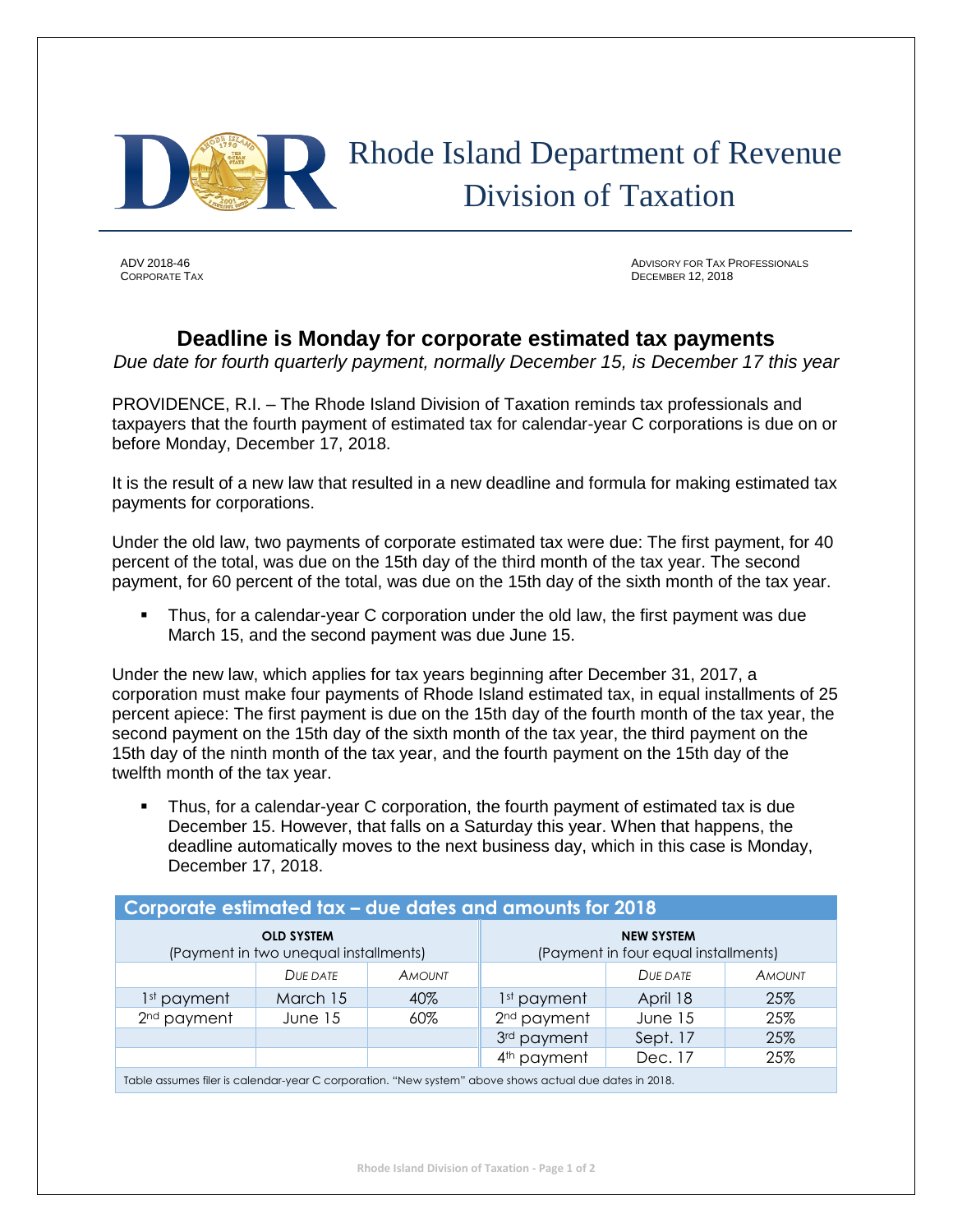# Rhode Island Department of Revenue
# Division of Taxation

ADV 2018-46
CORPORATE TAX

ADVISORY FOR TAX PROFESSIONALS
DECEMBER 12, 2018

## Deadline is Monday for corporate estimated tax payments

*Due date for fourth quarterly payment, normally December 15, is December 17 this year*

PROVIDENCE, R.I. – The Rhode Island Division of Taxation reminds tax professionals and taxpayers that the fourth payment of estimated tax for calendar-year C corporations is due on or before Monday, December 17, 2018.

It is the result of a new law that resulted in a new deadline and formula for making estimated tax payments for corporations.

Under the old law, two payments of corporate estimated tax were due: The first payment, for 40 percent of the total, was due on the 15th day of the third month of the tax year. The second payment, for 60 percent of the total, was due on the 15th day of the sixth month of the tax year.

- Thus, for a calendar-year C corporation under the old law, the first payment was due March 15, and the second payment was due June 15.

Under the new law, which applies for tax years beginning after December 31, 2017, a corporation must make four payments of Rhode Island estimated tax, in equal installments of 25 percent apiece: The first payment is due on the 15th day of the fourth month of the tax year, the second payment on the 15th day of the sixth month of the tax year, the third payment on the 15th day of the ninth month of the tax year, and the fourth payment on the 15th day of the twelfth month of the tax year.

- Thus, for a calendar-year C corporation, the fourth payment of estimated tax is due December 15. However, that falls on a Saturday this year. When that happens, the deadline automatically moves to the next business day, which in this case is Monday, December 17, 2018.

**Corporate estimated tax – due dates and amounts for 2018**

| **OLD SYSTEM** (Payment in two unequal installments) | | | **NEW SYSTEM** (Payment in four equal installments) | | |
|---|---|---|---|---|---|
| | *Due date* | *Amount* | | *Due date* | *Amount* |
| 1st payment | March 15 | 40% | 1st payment | April 18 | 25% |
| 2nd payment | June 15 | 60% | 2nd payment | June 15 | 25% |
| | | | 3rd payment | Sept. 17 | 25% |
| | | | 4th payment | Dec. 17 | 25% |

Table assumes filer is calendar-year C corporation. "New system" above shows actual due dates in 2018.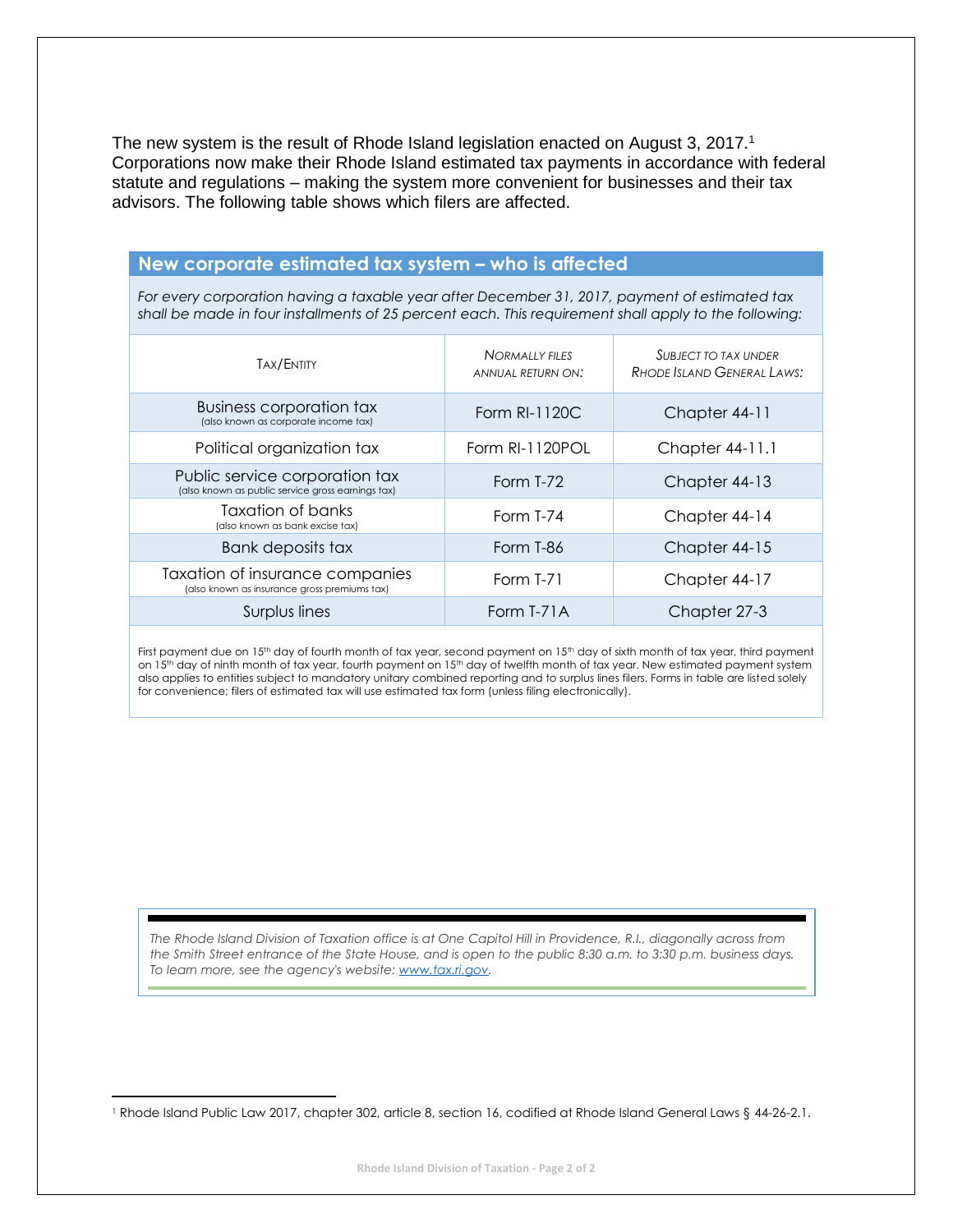The new system is the result of Rhode Island legislation enacted on August 3, 2017.[1] Corporations now make their Rhode Island estimated tax payments in accordance with federal statute and regulations – making the system more convenient for businesses and their tax advisors. The following table shows which filers are affected.

## New corporate estimated tax system – who is affected

*For every corporation having a taxable year after December 31, 2017, payment of estimated tax shall be made in four installments of 25 percent each. This requirement shall apply to the following:*

| Tax/Entity | *Normally files annual return on:* | *Subject to tax under Rhode Island General Laws:* |
|---|---|---|
| Business corporation tax (also known as corporate income tax) | Form RI-1120C | Chapter 44-11 |
| Political organization tax | Form RI-1120POL | Chapter 44-11.1 |
| Public service corporation tax (also known as public service gross earnings tax) | Form T-72 | Chapter 44-13 |
| Taxation of banks (also known as bank excise tax) | Form T-74 | Chapter 44-14 |
| Bank deposits tax | Form T-86 | Chapter 44-15 |
| Taxation of insurance companies (also known as insurance gross premiums tax) | Form T-71 | Chapter 44-17 |
| Surplus lines | Form T-71A | Chapter 27-3 |

First payment due on 15th day of fourth month of tax year, second payment on 15th day of sixth month of tax year, third payment on 15th day of ninth month of tax year, fourth payment on 15th day of twelfth month of tax year. New estimated payment system also applies to entities subject to mandatory unitary combined reporting and to surplus lines filers. Forms in table are listed solely for convenience; filers of estimated tax will use estimated tax form (unless filing electronically).

*The Rhode Island Division of Taxation office is at One Capitol Hill in Providence, R.I., diagonally across from the Smith Street entrance of the State House, and is open to the public 8:30 a.m. to 3:30 p.m. business days. To learn more, see the agency's website: www.tax.ri.gov.*

[1] Rhode Island Public Law 2017, chapter 302, article 8, section 16, codified at Rhode Island General Laws § 44-26-2.1.